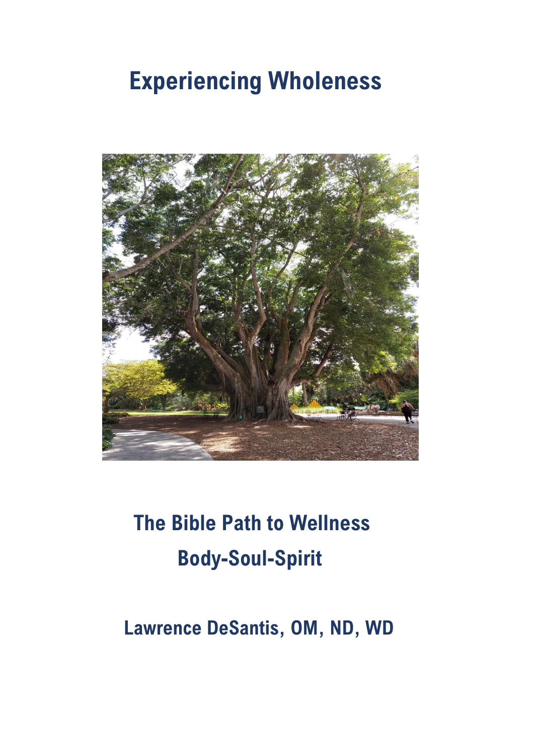# Experiencing Wholeness

## The Bible Path to Wellness

## Body-Soul-Spirit

**Lawrence DeSantis, OM, ND, WD**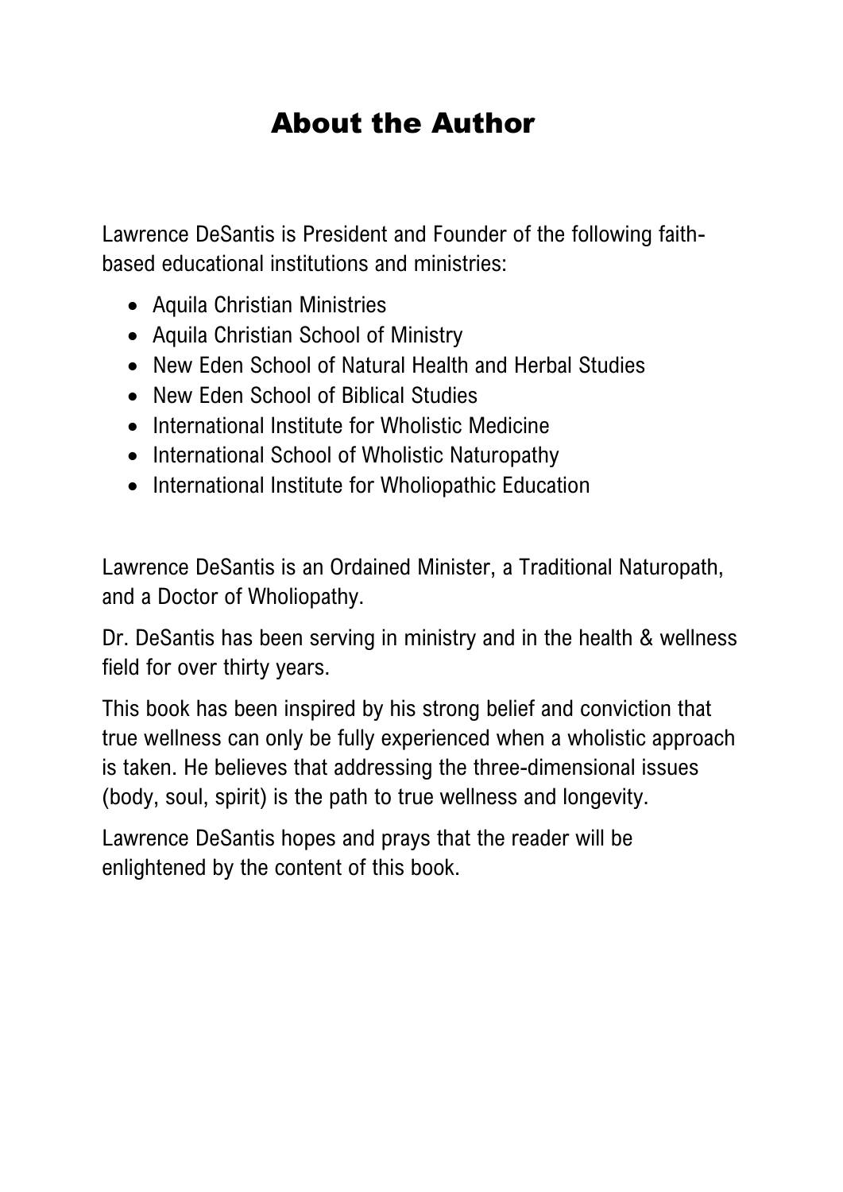# About the Author

Lawrence DeSantis is President and Founder of the following faith-based educational institutions and ministries:

- Aquila Christian Ministries
- Aquila Christian School of Ministry
- New Eden School of Natural Health and Herbal Studies
- New Eden School of Biblical Studies
- International Institute for Wholistic Medicine
- International School of Wholistic Naturopathy
- International Institute for Wholiopathic Education

Lawrence DeSantis is an Ordained Minister, a Traditional Naturopath, and a Doctor of Wholiopathy.

Dr. DeSantis has been serving in ministry and in the health & wellness field for over thirty years.

This book has been inspired by his strong belief and conviction that true wellness can only be fully experienced when a wholistic approach is taken. He believes that addressing the three-dimensional issues (body, soul, spirit) is the path to true wellness and longevity.

Lawrence DeSantis hopes and prays that the reader will be enlightened by the content of this book.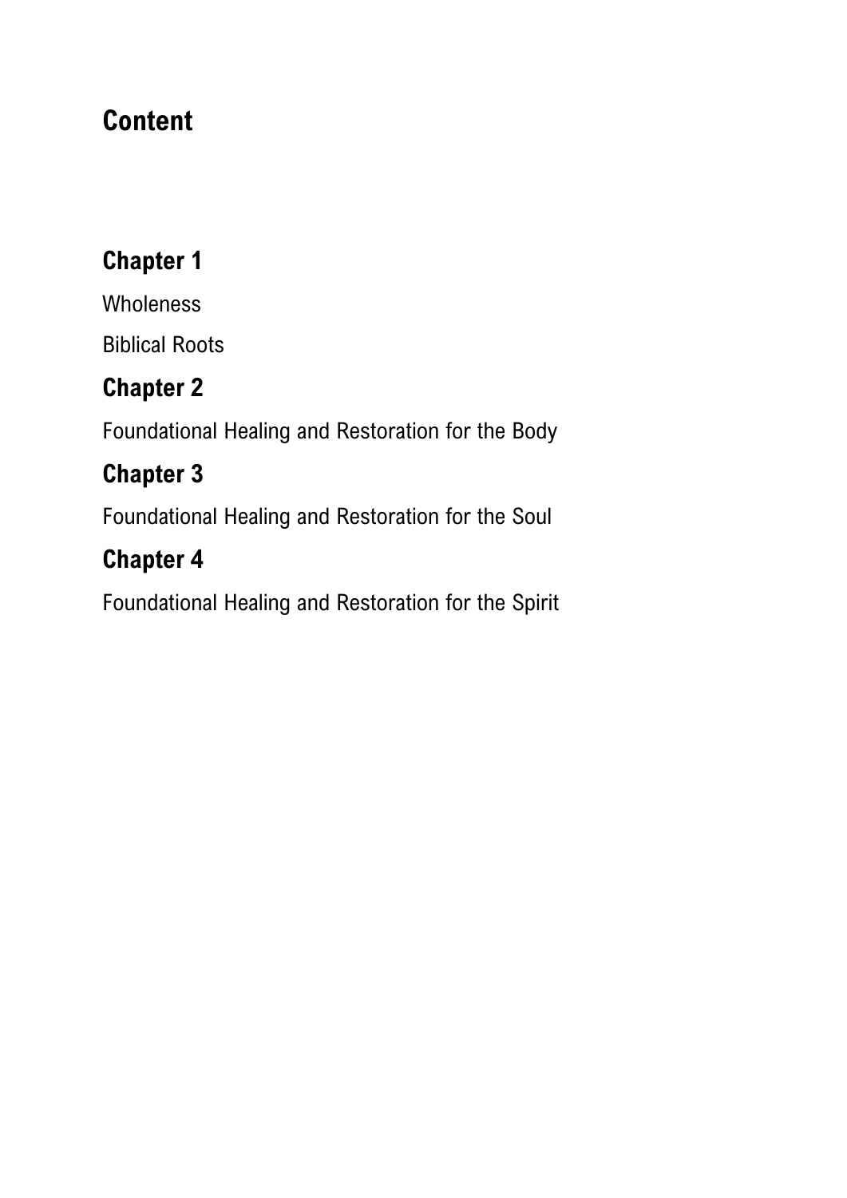# Content

## Chapter 1

Wholeness

Biblical Roots

## Chapter 2

Foundational Healing and Restoration for the Body

## Chapter 3

Foundational Healing and Restoration for the Soul

## Chapter 4

Foundational Healing and Restoration for the Spirit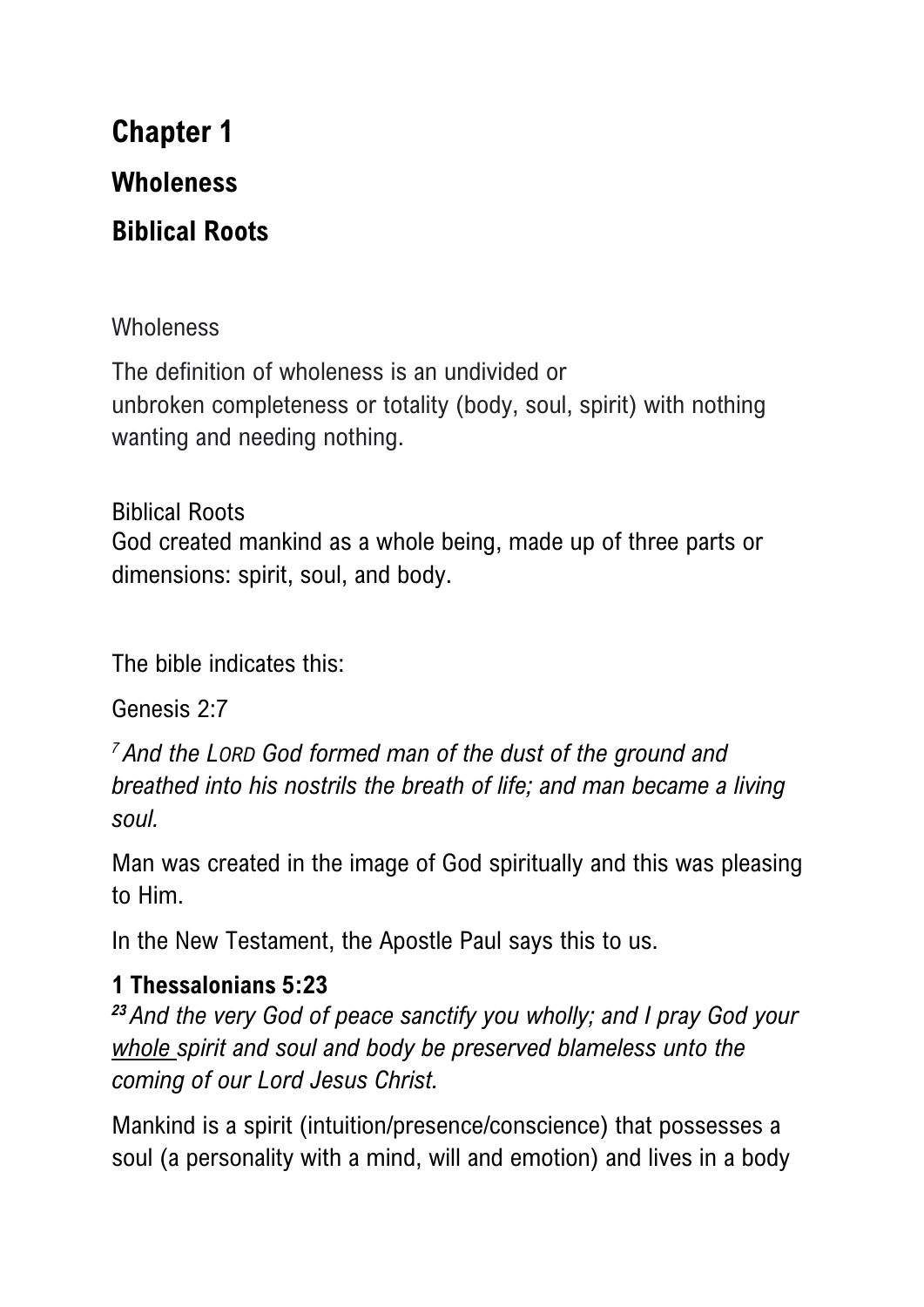# Chapter 1

## Wholeness

## Biblical Roots

Wholeness

The definition of wholeness is an undivided or unbroken completeness or totality (body, soul, spirit) with nothing wanting and needing nothing.

Biblical Roots
God created mankind as a whole being, made up of three parts or dimensions: spirit, soul, and body.

The bible indicates this:

Genesis 2:7

*[7] And the LORD God formed man of the dust of the ground and breathed into his nostrils the breath of life; and man became a living soul.*

Man was created in the image of God spiritually and this was pleasing to Him.

In the New Testament, the Apostle Paul says this to us.

**1 Thessalonians 5:23**
***[23]*** *And the very God of peace sanctify you wholly; and I pray God your whole spirit and soul and body be preserved blameless unto the coming of our Lord Jesus Christ.*

Mankind is a spirit (intuition/presence/conscience) that possesses a soul (a personality with a mind, will and emotion) and lives in a body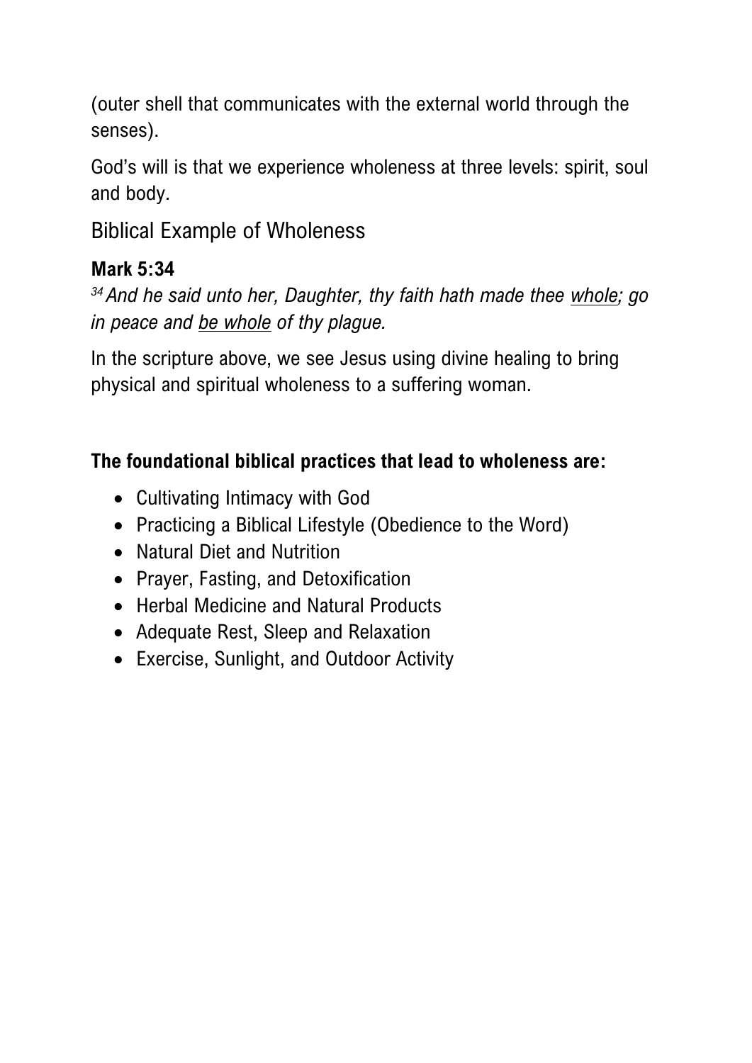(outer shell that communicates with the external world through the senses).

God's will is that we experience wholeness at three levels: spirit, soul and body.

## Biblical Example of Wholeness

**Mark 5:34**

*[34] And he said unto her, Daughter, thy faith hath made thee <u>whole</u>; go in peace and <u>be whole</u> of thy plague.*

In the scripture above, we see Jesus using divine healing to bring physical and spiritual wholeness to a suffering woman.

**The foundational biblical practices that lead to wholeness are:**

- Cultivating Intimacy with God
- Practicing a Biblical Lifestyle (Obedience to the Word)
- Natural Diet and Nutrition
- Prayer, Fasting, and Detoxification
- Herbal Medicine and Natural Products
- Adequate Rest, Sleep and Relaxation
- Exercise, Sunlight, and Outdoor Activity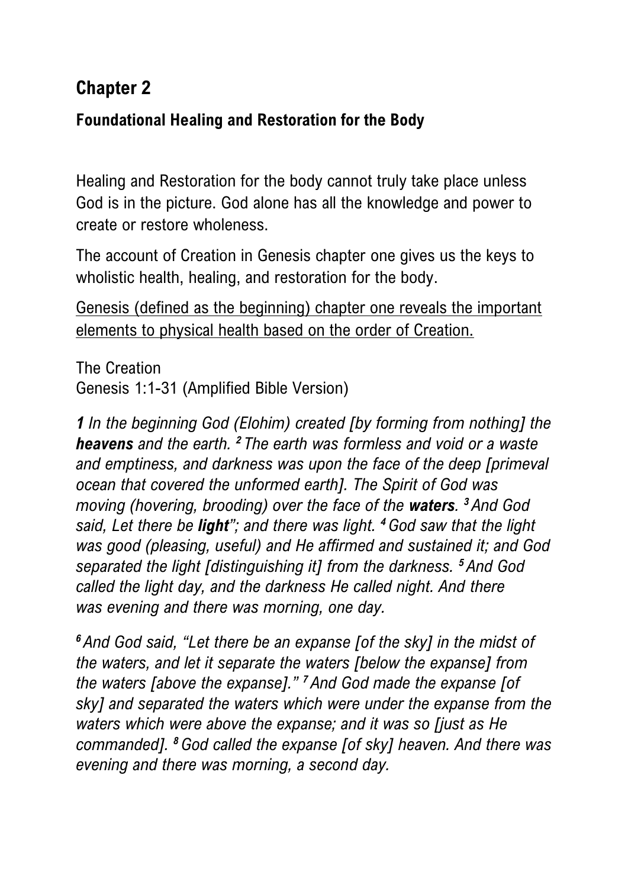## Chapter 2

### Foundational Healing and Restoration for the Body

Healing and Restoration for the body cannot truly take place unless God is in the picture. God alone has all the knowledge and power to create or restore wholeness.

The account of Creation in Genesis chapter one gives us the keys to wholistic health, healing, and restoration for the body.

<u>Genesis (defined as the beginning) chapter one reveals the important elements to physical health based on the order of Creation.</u>

The Creation
Genesis 1:1-31 (Amplified Bible Version)

***1*** *In the beginning God (Elohim) created [by forming from nothing] the* ***heavens*** *and the earth.* *2 The earth was formless and void or a waste and emptiness, and darkness was upon the face of the deep [primeval ocean that covered the unformed earth]. The Spirit of God was moving (hovering, brooding) over the face of the* ***waters.*** *3 And God said, Let there be* ***light****"; and there was light.* *4 God saw that the light was good (pleasing, useful) and He affirmed and sustained it; and God separated the light [distinguishing it] from the darkness.* *5 And God called the light day, and the darkness He called night. And there was evening and there was morning, one day.*

*6 And God said, "Let there be an expanse [of the sky] in the midst of the waters, and let it separate the waters [below the expanse] from the waters [above the expanse]."* *7 And God made the expanse [of sky] and separated the waters which were under the expanse from the waters which were above the expanse; and it was so [just as He commanded].* *8 God called the expanse [of sky] heaven. And there was evening and there was morning, a second day.*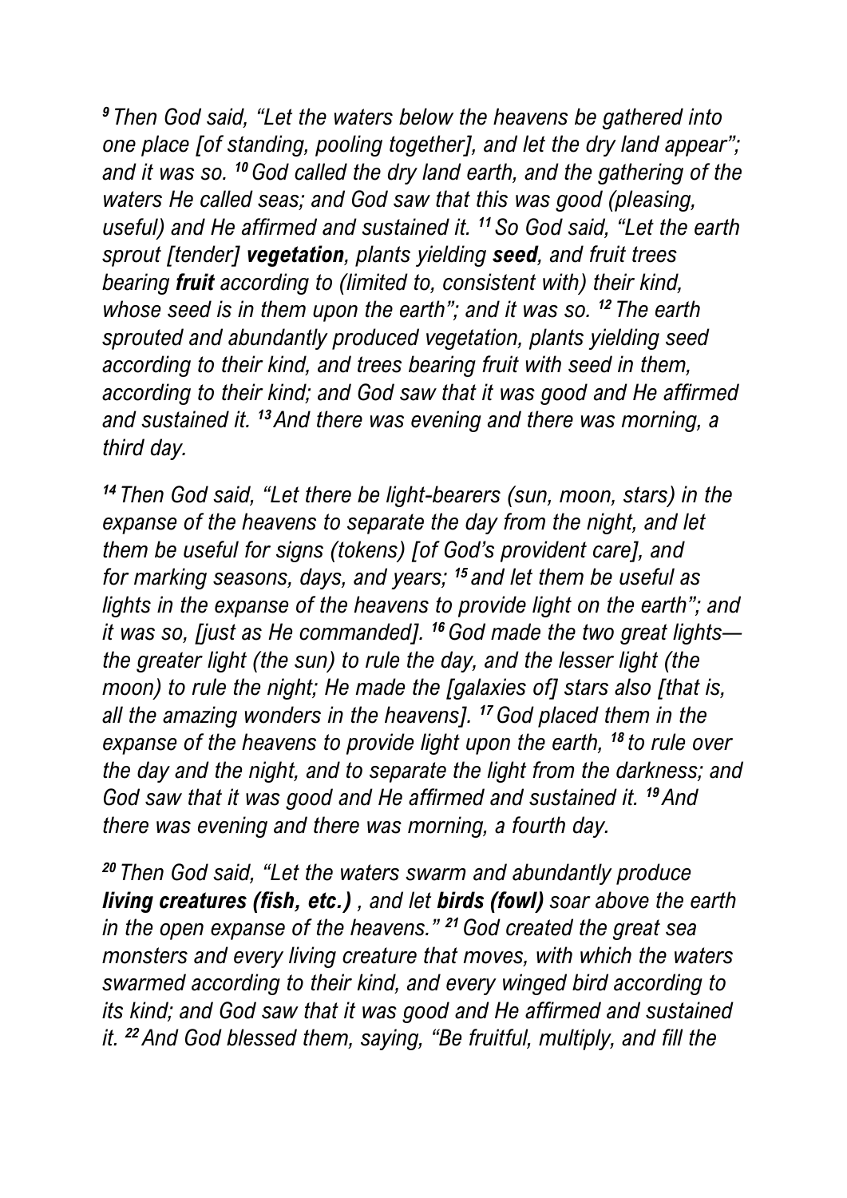*[9] Then God said, "Let the waters below the heavens be gathered into one place [of standing, pooling together], and let the dry land appear"; and it was so. [10] God called the dry land earth, and the gathering of the waters He called seas; and God saw that this was good (pleasing, useful) and He affirmed and sustained it. [11] So God said, "Let the earth sprout [tender] **vegetation**, plants yielding **seed**, and fruit trees bearing **fruit** according to (limited to, consistent with) their kind, whose seed is in them upon the earth"; and it was so. [12] The earth sprouted and abundantly produced vegetation, plants yielding seed according to their kind, and trees bearing fruit with seed in them, according to their kind; and God saw that it was good and He affirmed and sustained it. [13] And there was evening and there was morning, a third day.*

*[14] Then God said, "Let there be light-bearers (sun, moon, stars) in the expanse of the heavens to separate the day from the night, and let them be useful for signs (tokens) [of God's provident care], and for marking seasons, days, and years; [15] and let them be useful as lights in the expanse of the heavens to provide light on the earth"; and it was so, [just as He commanded]. [16] God made the two great lights—the greater light (the sun) to rule the day, and the lesser light (the moon) to rule the night; He made the [galaxies of] stars also [that is, all the amazing wonders in the heavens]. [17] God placed them in the expanse of the heavens to provide light upon the earth, [18] to rule over the day and the night, and to separate the light from the darkness; and God saw that it was good and He affirmed and sustained it. [19] And there was evening and there was morning, a fourth day.*

*[20] Then God said, "Let the waters swarm and abundantly produce **living creatures (fish, etc.)** , and let **birds (fowl)** soar above the earth in the open expanse of the heavens." [21] God created the great sea monsters and every living creature that moves, with which the waters swarmed according to their kind, and every winged bird according to its kind; and God saw that it was good and He affirmed and sustained it. [22] And God blessed them, saying, "Be fruitful, multiply, and fill the*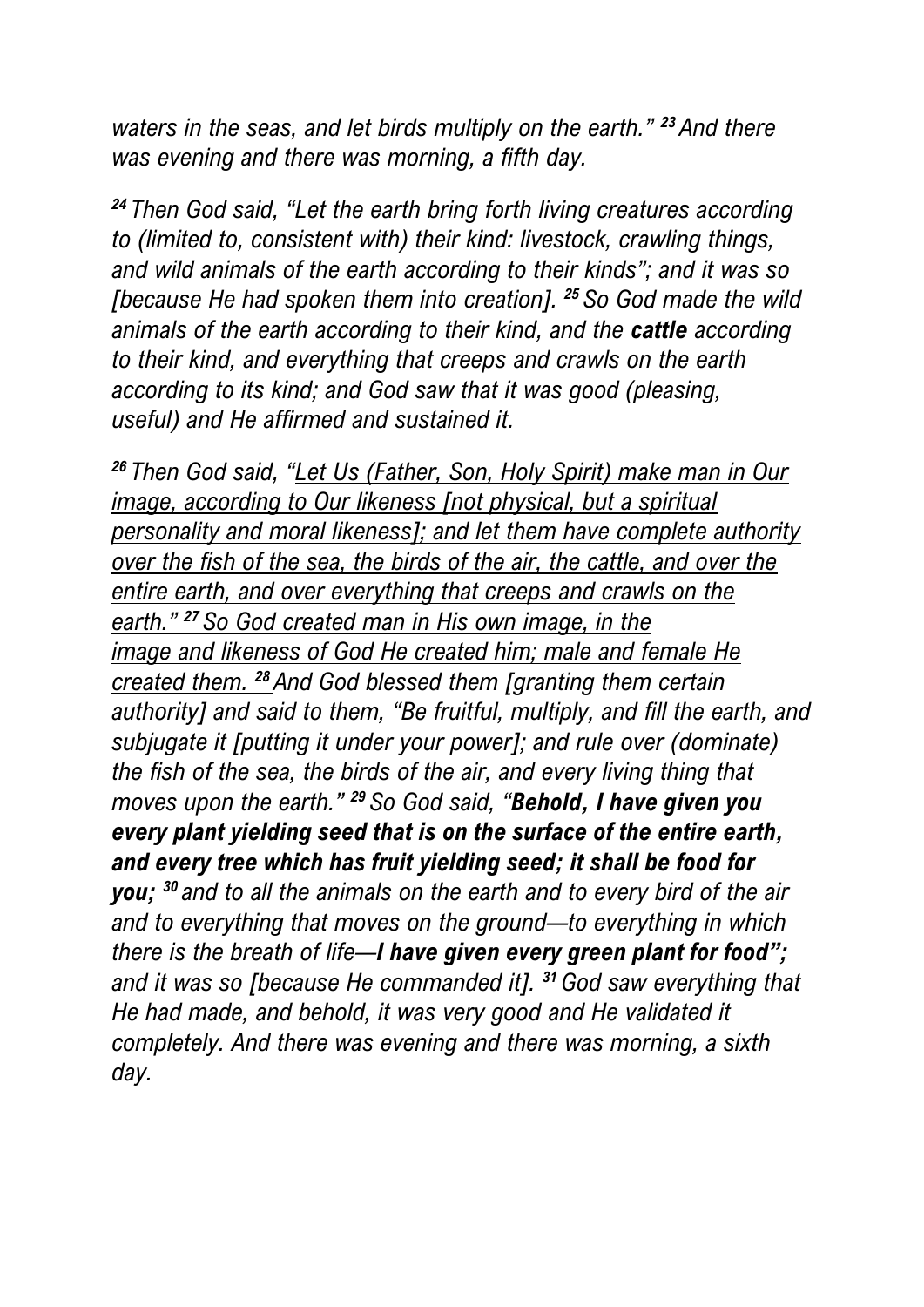*waters in the seas, and let birds multiply on the earth."* ***23*** *And there was evening and there was morning, a fifth day.*

***24*** *Then God said, "Let the earth bring forth living creatures according to (limited to, consistent with) their kind: livestock, crawling things, and wild animals of the earth according to their kinds"; and it was so [because He had spoken them into creation].* ***25*** *So God made the wild animals of the earth according to their kind, and the* ***cattle*** *according to their kind, and everything that creeps and crawls on the earth according to its kind; and God saw that it was good (pleasing, useful) and He affirmed and sustained it.*

***26*** *Then God said, "<u>Let Us (Father, Son, Holy Spirit) make man in Our image, according to Our likeness [not physical, but a spiritual personality and moral likeness]; and let them have complete authority over the fish of the sea, the birds of the air, the cattle, and over the entire earth, and over everything that creeps and crawls on the earth."</u>* ***<u>27</u>*** *<u>So God created man in His own image, in the image and likeness of God He created him; male and female He created them.</u>* ***<u>28</u>*** *And God blessed them [granting them certain authority] and said to them, "Be fruitful, multiply, and fill the earth, and subjugate it [putting it under your power]; and rule over (dominate) the fish of the sea, the birds of the air, and every living thing that moves upon the earth."* ***29*** *So God said, "**Behold, I have given you every plant yielding seed that is on the surface of the entire earth, and every tree which has fruit yielding seed; it shall be food for you;*** ***30*** *and to all the animals on the earth and to every bird of the air and to everything that moves on the ground—to everything in which there is the breath of life—**I have given every green plant for food";** and it was so [because He commanded it].* ***31*** *God saw everything that He had made, and behold, it was very good and He validated it completely. And there was evening and there was morning, a sixth day.*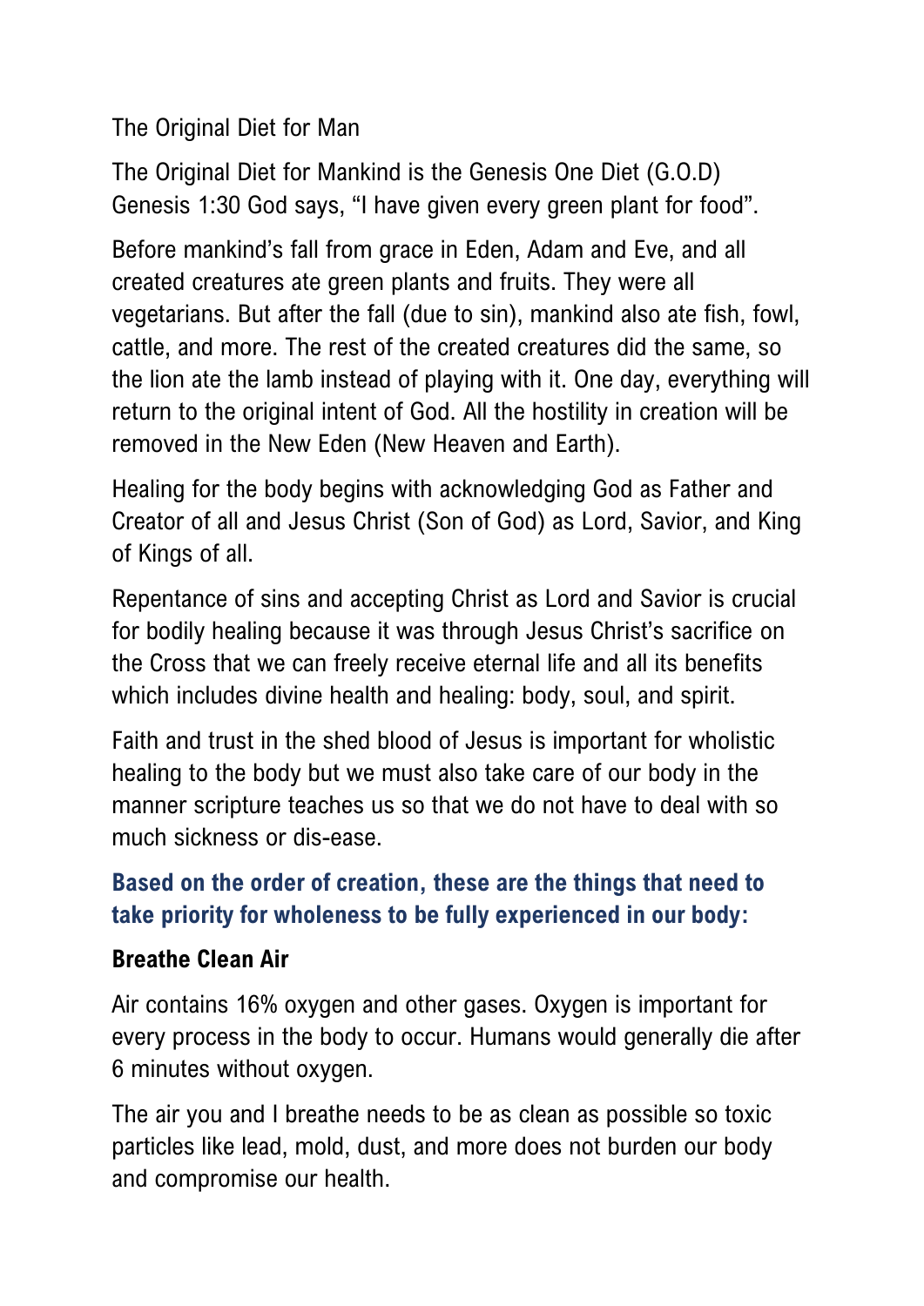The Original Diet for Man

The Original Diet for Mankind is the Genesis One Diet (G.O.D) Genesis 1:30 God says, “I have given every green plant for food”.

Before mankind’s fall from grace in Eden, Adam and Eve, and all created creatures ate green plants and fruits. They were all vegetarians. But after the fall (due to sin), mankind also ate fish, fowl, cattle, and more. The rest of the created creatures did the same, so the lion ate the lamb instead of playing with it. One day, everything will return to the original intent of God. All the hostility in creation will be removed in the New Eden (New Heaven and Earth).

Healing for the body begins with acknowledging God as Father and Creator of all and Jesus Christ (Son of God) as Lord, Savior, and King of Kings of all.

Repentance of sins and accepting Christ as Lord and Savior is crucial for bodily healing because it was through Jesus Christ’s sacrifice on the Cross that we can freely receive eternal life and all its benefits which includes divine health and healing: body, soul, and spirit.

Faith and trust in the shed blood of Jesus is important for wholistic healing to the body but we must also take care of our body in the manner scripture teaches us so that we do not have to deal with so much sickness or dis-ease.

## Based on the order of creation, these are the things that need to take priority for wholeness to be fully experienced in our body:

### Breathe Clean Air

Air contains 16% oxygen and other gases. Oxygen is important for every process in the body to occur. Humans would generally die after 6 minutes without oxygen.

The air you and I breathe needs to be as clean as possible so toxic particles like lead, mold, dust, and more does not burden our body and compromise our health.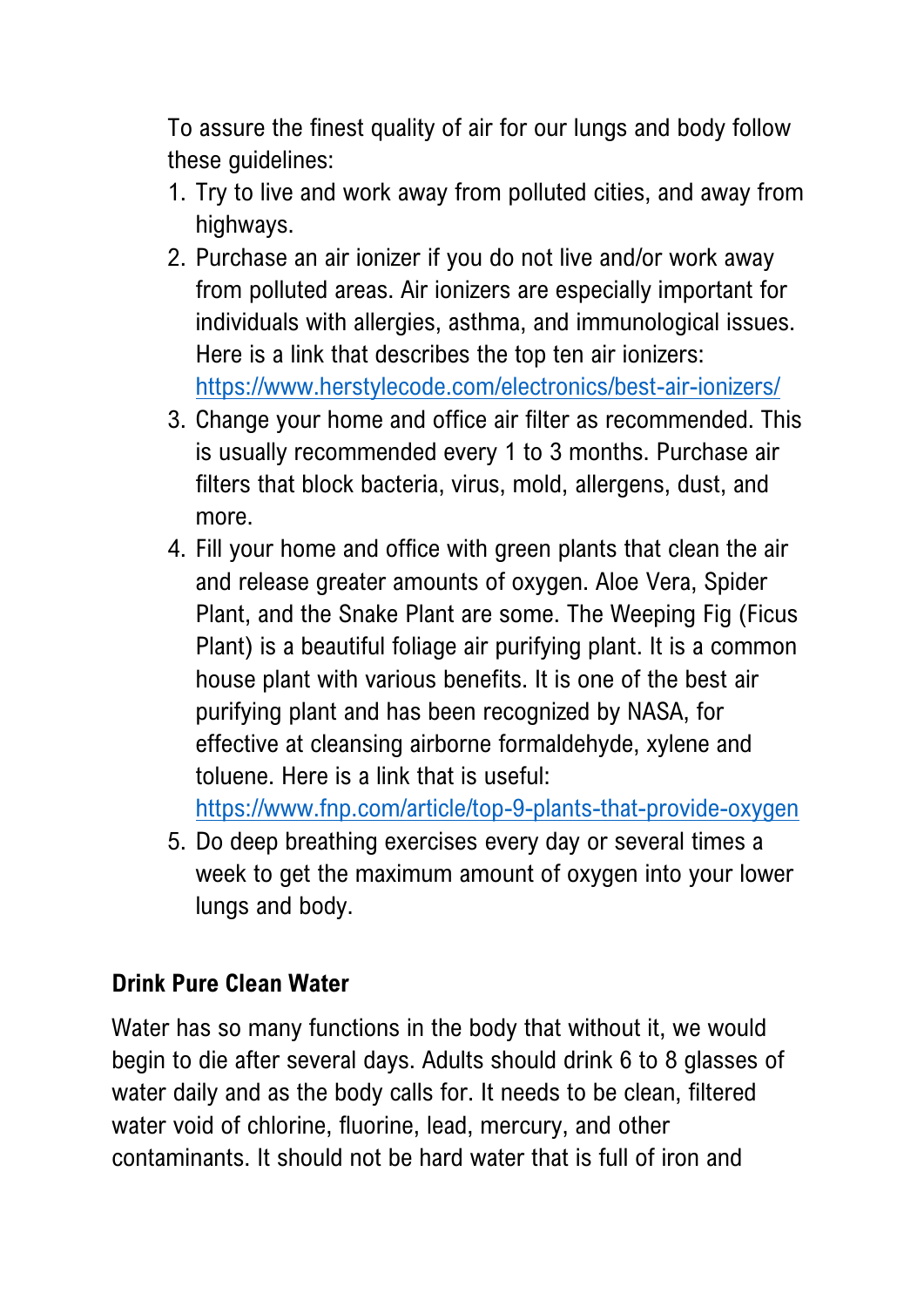To assure the finest quality of air for our lungs and body follow these guidelines:

1. Try to live and work away from polluted cities, and away from highways.
2. Purchase an air ionizer if you do not live and/or work away from polluted areas. Air ionizers are especially important for individuals with allergies, asthma, and immunological issues. Here is a link that describes the top ten air ionizers: https://www.herstylecode.com/electronics/best-air-ionizers/
3. Change your home and office air filter as recommended. This is usually recommended every 1 to 3 months. Purchase air filters that block bacteria, virus, mold, allergens, dust, and more.
4. Fill your home and office with green plants that clean the air and release greater amounts of oxygen. Aloe Vera, Spider Plant, and the Snake Plant are some. The Weeping Fig (Ficus Plant) is a beautiful foliage air purifying plant. It is a common house plant with various benefits. It is one of the best air purifying plant and has been recognized by NASA, for effective at cleansing airborne formaldehyde, xylene and toluene. Here is a link that is useful: https://www.fnp.com/article/top-9-plants-that-provide-oxygen
5. Do deep breathing exercises every day or several times a week to get the maximum amount of oxygen into your lower lungs and body.

**Drink Pure Clean Water**

Water has so many functions in the body that without it, we would begin to die after several days. Adults should drink 6 to 8 glasses of water daily and as the body calls for. It needs to be clean, filtered water void of chlorine, fluorine, lead, mercury, and other contaminants. It should not be hard water that is full of iron and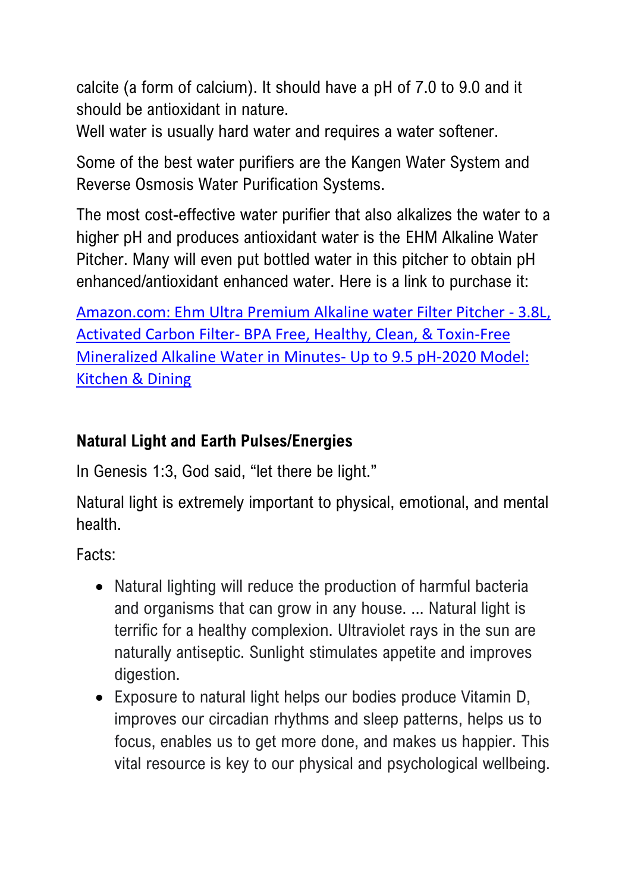calcite (a form of calcium). It should have a pH of 7.0 to 9.0 and it should be antioxidant in nature.
Well water is usually hard water and requires a water softener.

Some of the best water purifiers are the Kangen Water System and Reverse Osmosis Water Purification Systems.

The most cost-effective water purifier that also alkalizes the water to a higher pH and produces antioxidant water is the EHM Alkaline Water Pitcher. Many will even put bottled water in this pitcher to obtain pH enhanced/antioxidant enhanced water. Here is a link to purchase it:

Amazon.com: Ehm Ultra Premium Alkaline water Filter Pitcher - 3.8L, Activated Carbon Filter- BPA Free, Healthy, Clean, & Toxin-Free Mineralized Alkaline Water in Minutes- Up to 9.5 pH-2020 Model: Kitchen & Dining

## Natural Light and Earth Pulses/Energies

In Genesis 1:3, God said, “let there be light.”

Natural light is extremely important to physical, emotional, and mental health.

Facts:

- Natural lighting will reduce the production of harmful bacteria and organisms that can grow in any house. ... Natural light is terrific for a healthy complexion. Ultraviolet rays in the sun are naturally antiseptic. Sunlight stimulates appetite and improves digestion.
- Exposure to natural light helps our bodies produce Vitamin D, improves our circadian rhythms and sleep patterns, helps us to focus, enables us to get more done, and makes us happier. This vital resource is key to our physical and psychological wellbeing.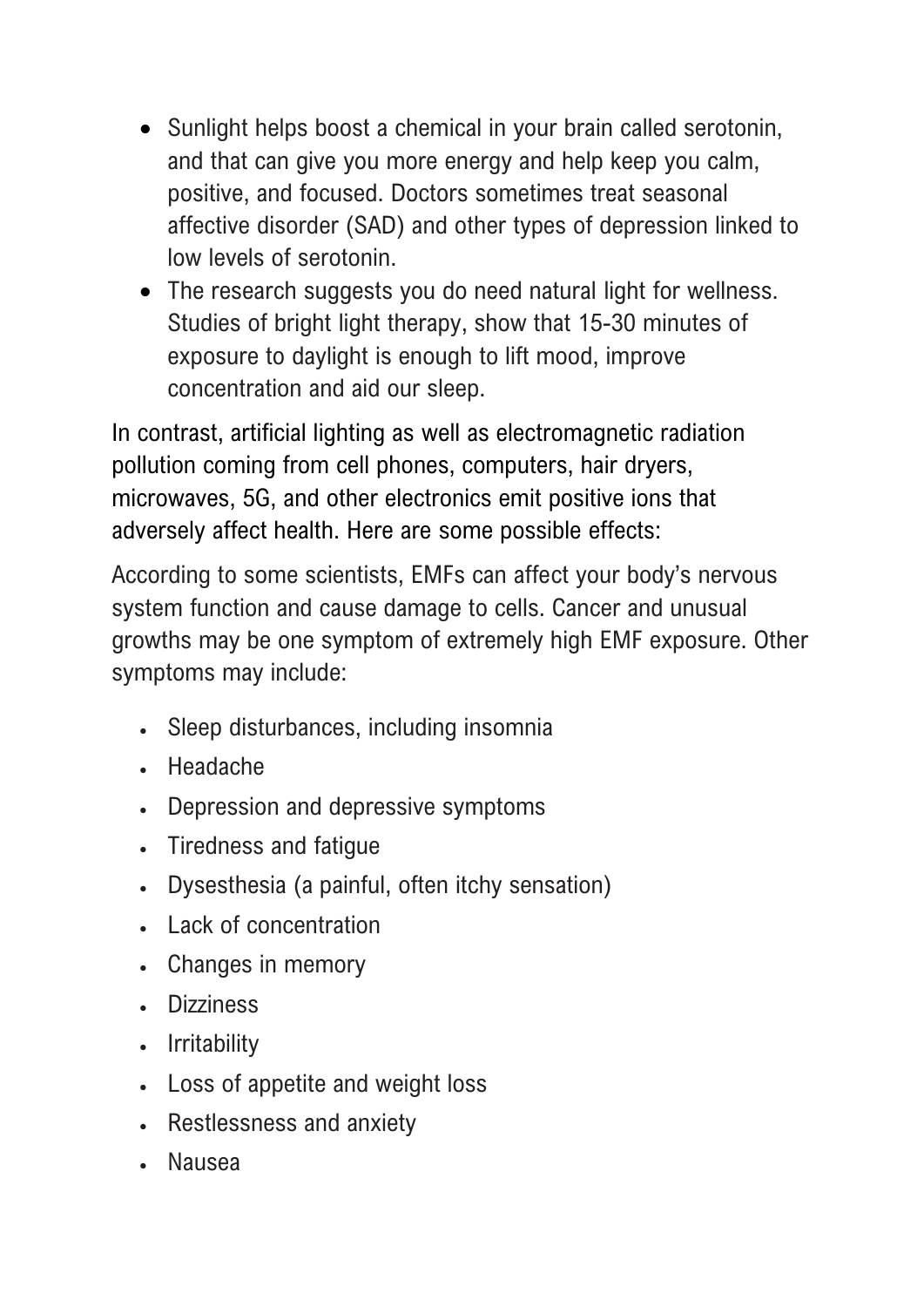- Sunlight helps boost a chemical in your brain called serotonin, and that can give you more energy and help keep you calm, positive, and focused. Doctors sometimes treat seasonal affective disorder (SAD) and other types of depression linked to low levels of serotonin.
- The research suggests you do need natural light for wellness. Studies of bright light therapy, show that 15-30 minutes of exposure to daylight is enough to lift mood, improve concentration and aid our sleep.

In contrast, artificial lighting as well as electromagnetic radiation pollution coming from cell phones, computers, hair dryers, microwaves, 5G, and other electronics emit positive ions that adversely affect health. Here are some possible effects:

According to some scientists, EMFs can affect your body's nervous system function and cause damage to cells. Cancer and unusual growths may be one symptom of extremely high EMF exposure. Other symptoms may include:

- Sleep disturbances, including insomnia
- Headache
- Depression and depressive symptoms
- Tiredness and fatigue
- Dysesthesia (a painful, often itchy sensation)
- Lack of concentration
- Changes in memory
- Dizziness
- Irritability
- Loss of appetite and weight loss
- Restlessness and anxiety
- Nausea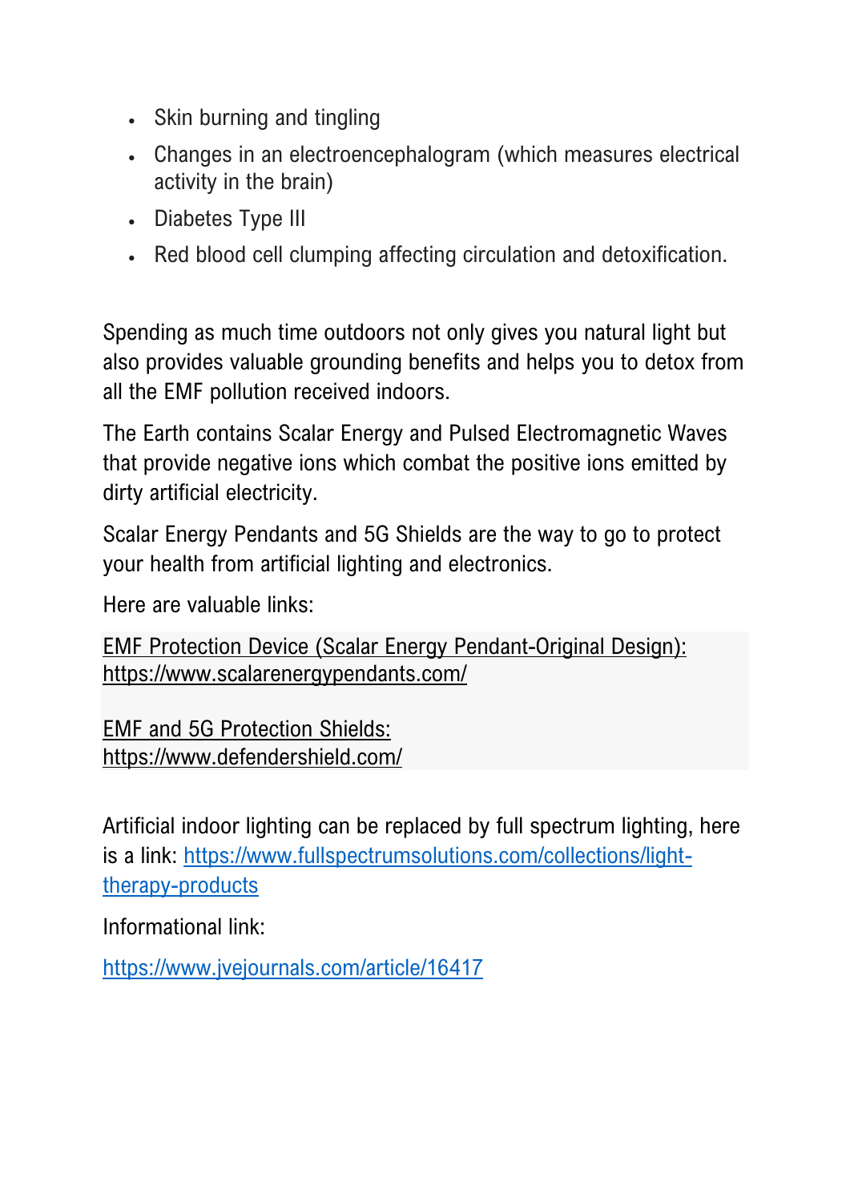- Skin burning and tingling
- Changes in an electroencephalogram (which measures electrical activity in the brain)
- Diabetes Type III
- Red blood cell clumping affecting circulation and detoxification.

Spending as much time outdoors not only gives you natural light but also provides valuable grounding benefits and helps you to detox from all the EMF pollution received indoors.

The Earth contains Scalar Energy and Pulsed Electromagnetic Waves that provide negative ions which combat the positive ions emitted by dirty artificial electricity.

Scalar Energy Pendants and 5G Shields are the way to go to protect your health from artificial lighting and electronics.

Here are valuable links:

EMF Protection Device (Scalar Energy Pendant-Original Design): https://www.scalarenergypendants.com/

EMF and 5G Protection Shields: https://www.defendershield.com/

Artificial indoor lighting can be replaced by full spectrum lighting, here is a link: https://www.fullspectrumsolutions.com/collections/light-therapy-products

Informational link:

https://www.jvejournals.com/article/16417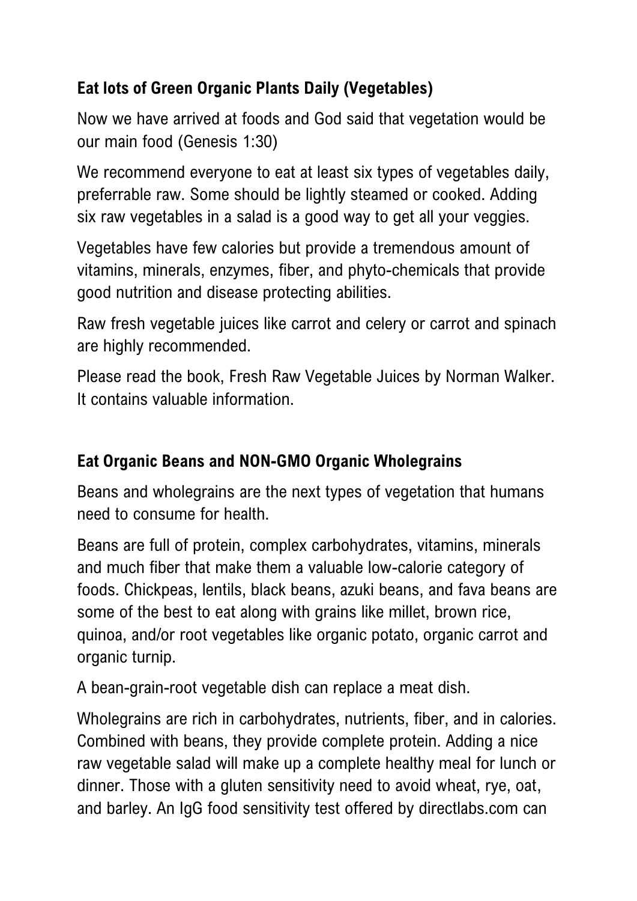### Eat lots of Green Organic Plants Daily (Vegetables)

Now we have arrived at foods and God said that vegetation would be our main food (Genesis 1:30)

We recommend everyone to eat at least six types of vegetables daily, preferrable raw. Some should be lightly steamed or cooked. Adding six raw vegetables in a salad is a good way to get all your veggies.

Vegetables have few calories but provide a tremendous amount of vitamins, minerals, enzymes, fiber, and phyto-chemicals that provide good nutrition and disease protecting abilities.

Raw fresh vegetable juices like carrot and celery or carrot and spinach are highly recommended.

Please read the book, Fresh Raw Vegetable Juices by Norman Walker. It contains valuable information.

### Eat Organic Beans and NON-GMO Organic Wholegrains

Beans and wholegrains are the next types of vegetation that humans need to consume for health.

Beans are full of protein, complex carbohydrates, vitamins, minerals and much fiber that make them a valuable low-calorie category of foods. Chickpeas, lentils, black beans, azuki beans, and fava beans are some of the best to eat along with grains like millet, brown rice, quinoa, and/or root vegetables like organic potato, organic carrot and organic turnip.

A bean-grain-root vegetable dish can replace a meat dish.

Wholegrains are rich in carbohydrates, nutrients, fiber, and in calories. Combined with beans, they provide complete protein. Adding a nice raw vegetable salad will make up a complete healthy meal for lunch or dinner. Those with a gluten sensitivity need to avoid wheat, rye, oat, and barley. An IgG food sensitivity test offered by directlabs.com can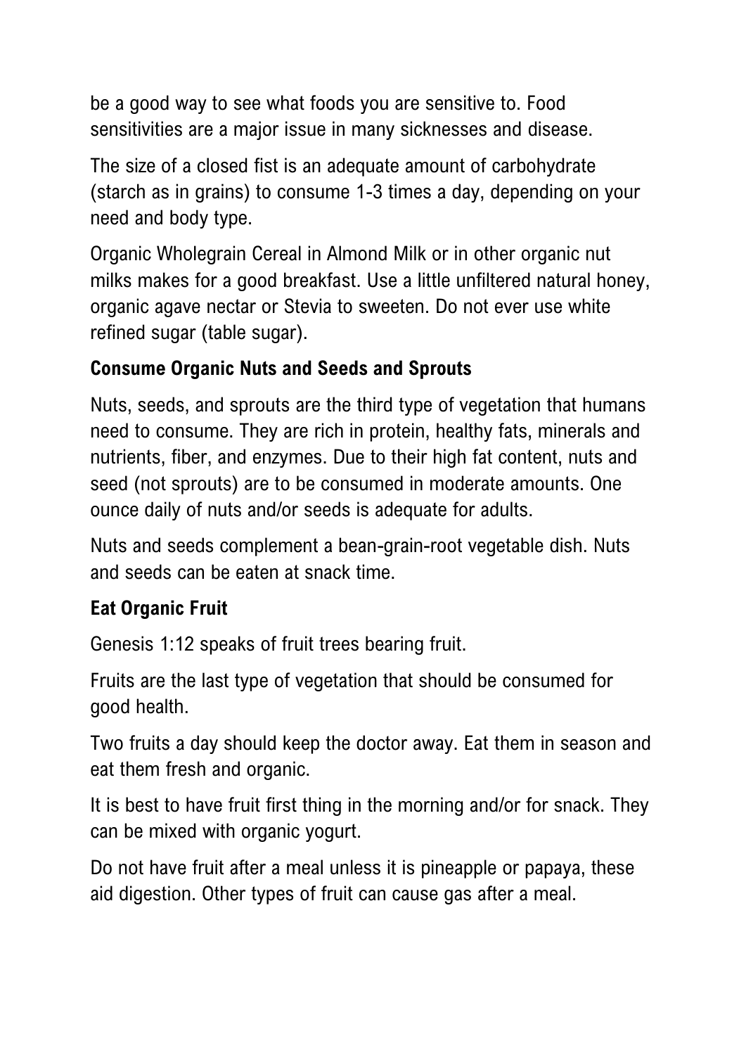be a good way to see what foods you are sensitive to. Food sensitivities are a major issue in many sicknesses and disease.

The size of a closed fist is an adequate amount of carbohydrate (starch as in grains) to consume 1-3 times a day, depending on your need and body type.

Organic Wholegrain Cereal in Almond Milk or in other organic nut milks makes for a good breakfast. Use a little unfiltered natural honey, organic agave nectar or Stevia to sweeten. Do not ever use white refined sugar (table sugar).

### Consume Organic Nuts and Seeds and Sprouts

Nuts, seeds, and sprouts are the third type of vegetation that humans need to consume. They are rich in protein, healthy fats, minerals and nutrients, fiber, and enzymes. Due to their high fat content, nuts and seed (not sprouts) are to be consumed in moderate amounts. One ounce daily of nuts and/or seeds is adequate for adults.

Nuts and seeds complement a bean-grain-root vegetable dish. Nuts and seeds can be eaten at snack time.

### Eat Organic Fruit

Genesis 1:12 speaks of fruit trees bearing fruit.

Fruits are the last type of vegetation that should be consumed for good health.

Two fruits a day should keep the doctor away. Eat them in season and eat them fresh and organic.

It is best to have fruit first thing in the morning and/or for snack. They can be mixed with organic yogurt.

Do not have fruit after a meal unless it is pineapple or papaya, these aid digestion. Other types of fruit can cause gas after a meal.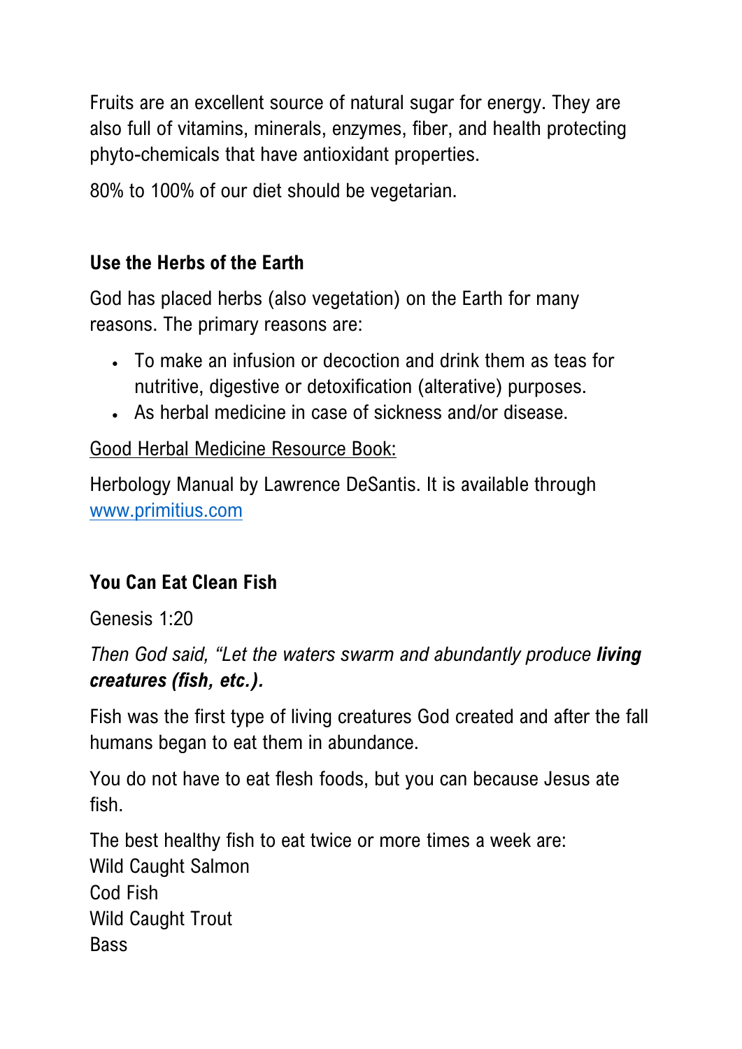Fruits are an excellent source of natural sugar for energy. They are also full of vitamins, minerals, enzymes, fiber, and health protecting phyto-chemicals that have antioxidant properties.

80% to 100% of our diet should be vegetarian.

### Use the Herbs of the Earth

God has placed herbs (also vegetation) on the Earth for many reasons. The primary reasons are:

- To make an infusion or decoction and drink them as teas for nutritive, digestive or detoxification (alterative) purposes.
- As herbal medicine in case of sickness and/or disease.

Good Herbal Medicine Resource Book:

Herbology Manual by Lawrence DeSantis. It is available through [www.primitius.com](www.primitius.com)

### You Can Eat Clean Fish

Genesis 1:20

*Then God said, "Let the waters swarm and abundantly produce* ***living creatures (fish, etc.).***

Fish was the first type of living creatures God created and after the fall humans began to eat them in abundance.

You do not have to eat flesh foods, but you can because Jesus ate fish.

The best healthy fish to eat twice or more times a week are:  
Wild Caught Salmon  
Cod Fish  
Wild Caught Trout  
Bass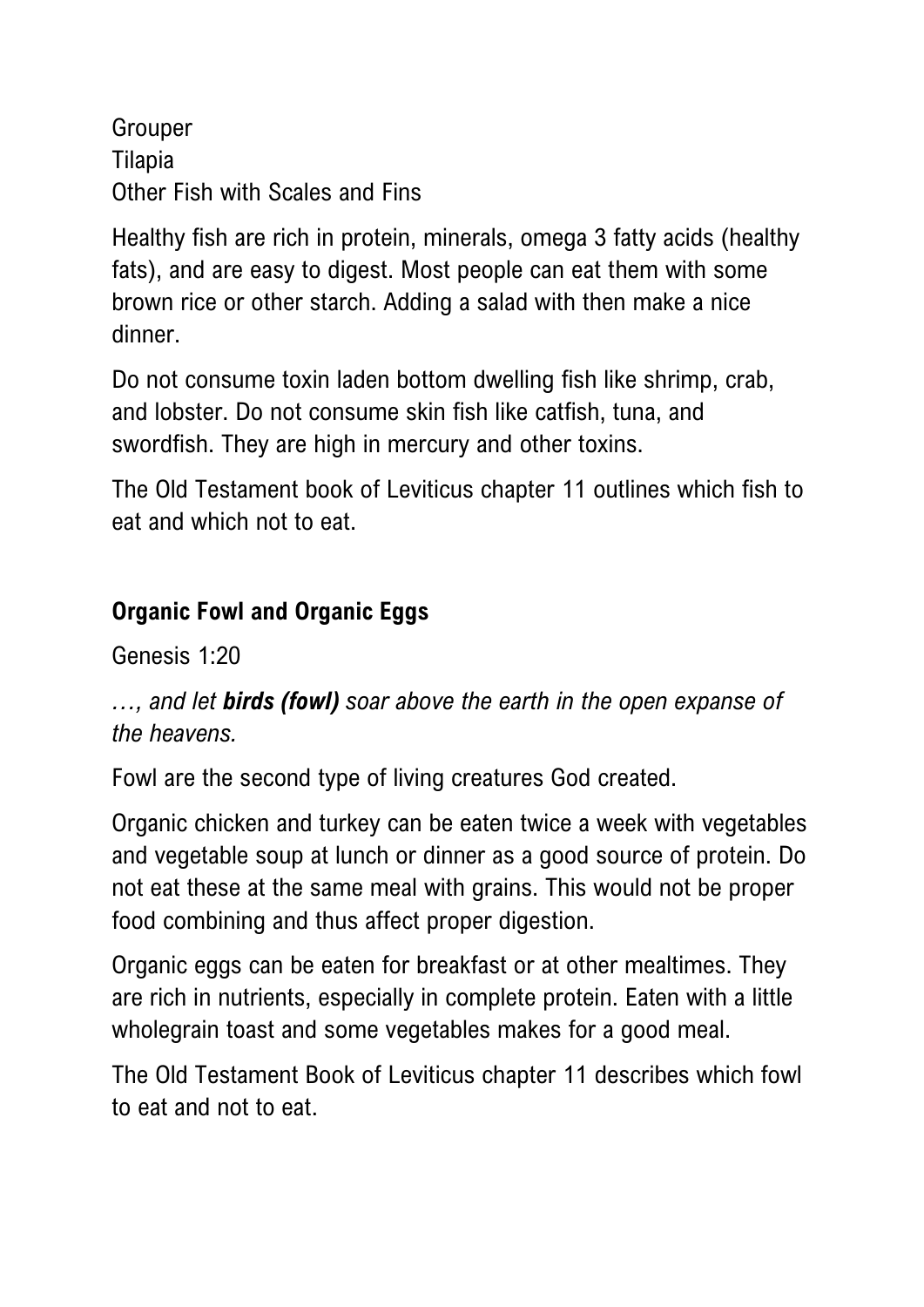Grouper  
Tilapia  
Other Fish with Scales and Fins

Healthy fish are rich in protein, minerals, omega 3 fatty acids (healthy fats), and are easy to digest. Most people can eat them with some brown rice or other starch. Adding a salad with then make a nice dinner.

Do not consume toxin laden bottom dwelling fish like shrimp, crab, and lobster. Do not consume skin fish like catfish, tuna, and swordfish. They are high in mercury and other toxins.

The Old Testament book of Leviticus chapter 11 outlines which fish to eat and which not to eat.

## Organic Fowl and Organic Eggs

Genesis 1:20

*…, and let **birds (fowl)** soar above the earth in the open expanse of the heavens.*

Fowl are the second type of living creatures God created.

Organic chicken and turkey can be eaten twice a week with vegetables and vegetable soup at lunch or dinner as a good source of protein. Do not eat these at the same meal with grains. This would not be proper food combining and thus affect proper digestion.

Organic eggs can be eaten for breakfast or at other mealtimes. They are rich in nutrients, especially in complete protein. Eaten with a little wholegrain toast and some vegetables makes for a good meal.

The Old Testament Book of Leviticus chapter 11 describes which fowl to eat and not to eat.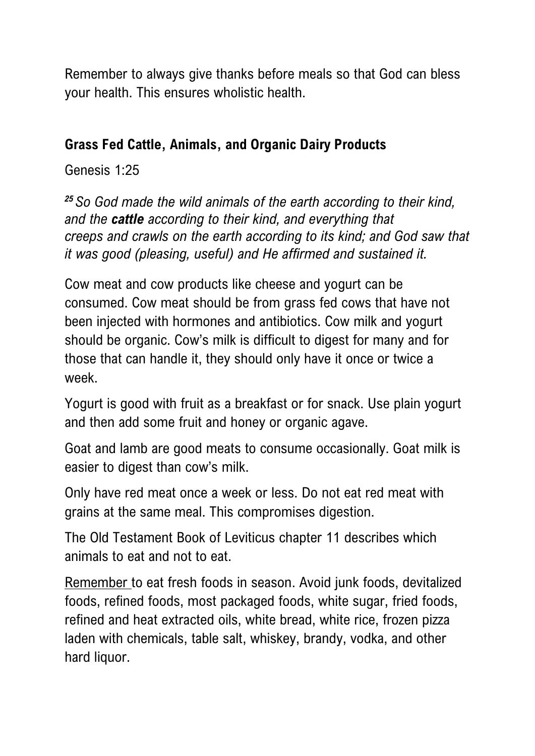Remember to always give thanks before meals so that God can bless your health. This ensures wholistic health.

**Grass Fed Cattle, Animals, and Organic Dairy Products**

Genesis 1:25

*[25] So God made the wild animals of the earth according to their kind, and the **cattle** according to their kind, and everything that creeps and crawls on the earth according to its kind; and God saw that it was good (pleasing, useful) and He affirmed and sustained it.*

Cow meat and cow products like cheese and yogurt can be consumed. Cow meat should be from grass fed cows that have not been injected with hormones and antibiotics. Cow milk and yogurt should be organic. Cow's milk is difficult to digest for many and for those that can handle it, they should only have it once or twice a week.

Yogurt is good with fruit as a breakfast or for snack. Use plain yogurt and then add some fruit and honey or organic agave.

Goat and lamb are good meats to consume occasionally. Goat milk is easier to digest than cow's milk.

Only have red meat once a week or less. Do not eat red meat with grains at the same meal. This compromises digestion.

The Old Testament Book of Leviticus chapter 11 describes which animals to eat and not to eat.

Remember to eat fresh foods in season. Avoid junk foods, devitalized foods, refined foods, most packaged foods, white sugar, fried foods, refined and heat extracted oils, white bread, white rice, frozen pizza laden with chemicals, table salt, whiskey, brandy, vodka, and other hard liquor.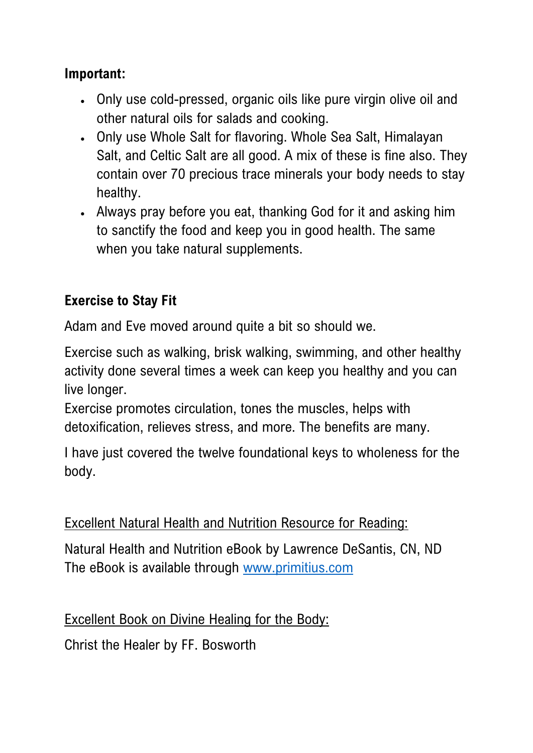**Important:**

- Only use cold-pressed, organic oils like pure virgin olive oil and other natural oils for salads and cooking.
- Only use Whole Salt for flavoring. Whole Sea Salt, Himalayan Salt, and Celtic Salt are all good. A mix of these is fine also. They contain over 70 precious trace minerals your body needs to stay healthy.
- Always pray before you eat, thanking God for it and asking him to sanctify the food and keep you in good health. The same when you take natural supplements.

**Exercise to Stay Fit**

Adam and Eve moved around quite a bit so should we.

Exercise such as walking, brisk walking, swimming, and other healthy activity done several times a week can keep you healthy and you can live longer.
Exercise promotes circulation, tones the muscles, helps with detoxification, relieves stress, and more. The benefits are many.

I have just covered the twelve foundational keys to wholeness for the body.

<u>Excellent Natural Health and Nutrition Resource for Reading:</u>

Natural Health and Nutrition eBook by Lawrence DeSantis, CN, ND
The eBook is available through [www.primitius.com](http://www.primitius.com)

<u>Excellent Book on Divine Healing for the Body:</u>

Christ the Healer by FF. Bosworth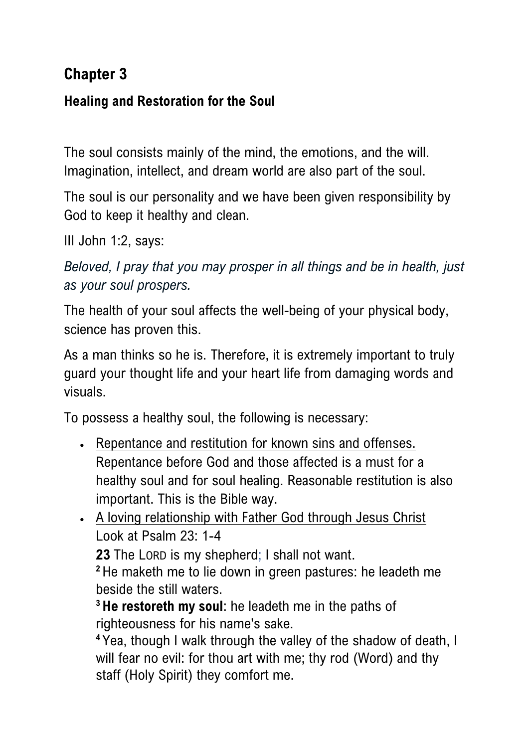## Chapter 3

### Healing and Restoration for the Soul

The soul consists mainly of the mind, the emotions, and the will. Imagination, intellect, and dream world are also part of the soul.

The soul is our personality and we have been given responsibility by God to keep it healthy and clean.

III John 1:2, says:

*Beloved, I pray that you may prosper in all things and be in health, just as your soul prospers.*

The health of your soul affects the well-being of your physical body, science has proven this.

As a man thinks so he is. Therefore, it is extremely important to truly guard your thought life and your heart life from damaging words and visuals.

To possess a healthy soul, the following is necessary:

- <u>Repentance and restitution for known sins and offenses.</u> Repentance before God and those affected is a must for a healthy soul and for soul healing. Reasonable restitution is also important. This is the Bible way.
- <u>A loving relationship with Father God through Jesus Christ</u> Look at Psalm 23: 1-4

  **23** The LORD is my shepherd; I shall not want.
  **2** He maketh me to lie down in green pastures: he leadeth me beside the still waters.
  **3** **He restoreth my soul**: he leadeth me in the paths of righteousness for his name's sake.
  **4** Yea, though I walk through the valley of the shadow of death, I will fear no evil: for thou art with me; thy rod (Word) and thy staff (Holy Spirit) they comfort me.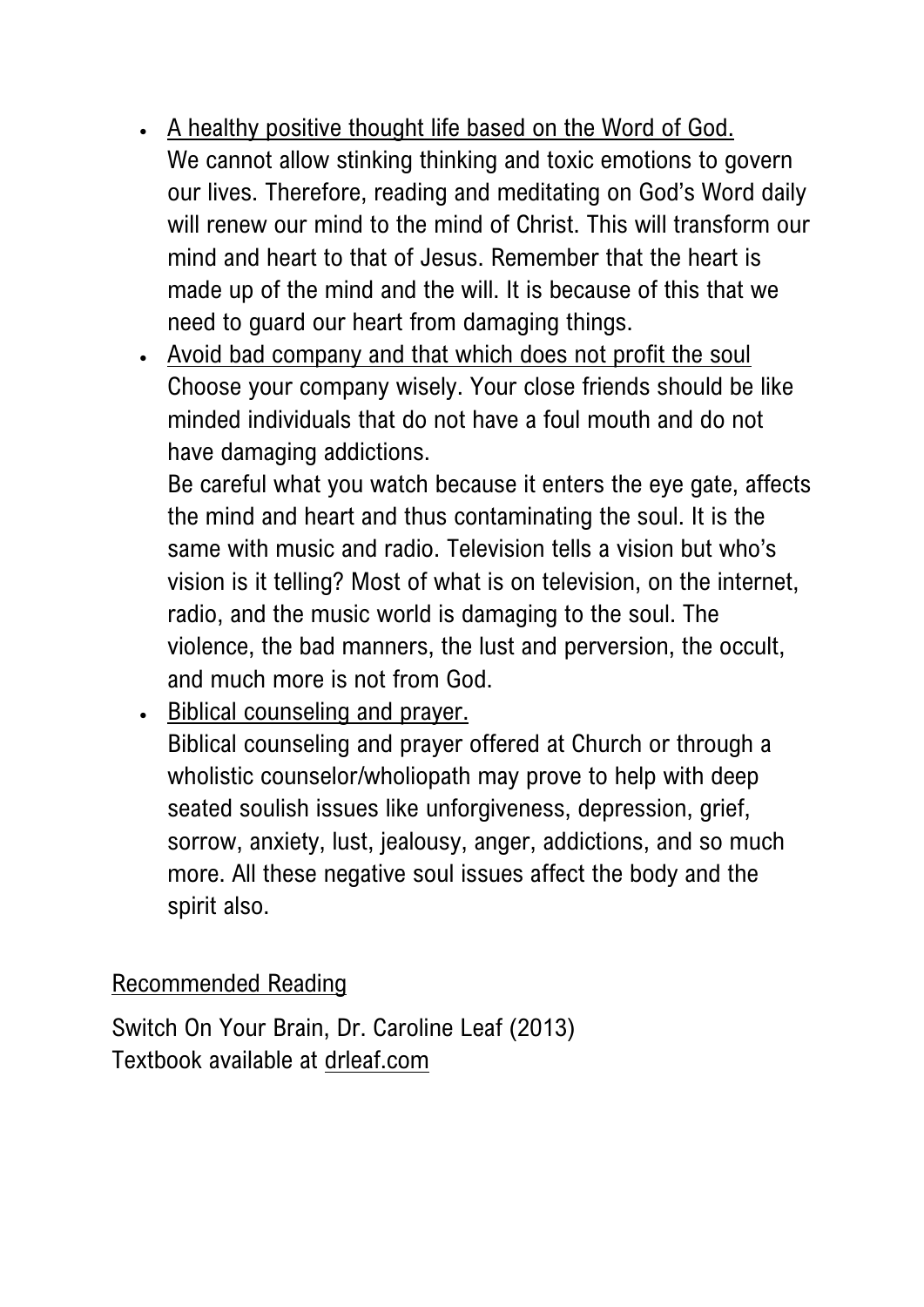- <u>A healthy positive thought life based on the Word of God.</u>
  We cannot allow stinking thinking and toxic emotions to govern our lives. Therefore, reading and meditating on God's Word daily will renew our mind to the mind of Christ. This will transform our mind and heart to that of Jesus. Remember that the heart is made up of the mind and the will. It is because of this that we need to guard our heart from damaging things.
- <u>Avoid bad company and that which does not profit the soul</u>
  Choose your company wisely. Your close friends should be like minded individuals that do not have a foul mouth and do not have damaging addictions.
  Be careful what you watch because it enters the eye gate, affects the mind and heart and thus contaminating the soul. It is the same with music and radio. Television tells a vision but who's vision is it telling? Most of what is on television, on the internet, radio, and the music world is damaging to the soul. The violence, the bad manners, the lust and perversion, the occult, and much more is not from God.
- <u>Biblical counseling and prayer.</u>
  Biblical counseling and prayer offered at Church or through a wholistic counselor/wholiopath may prove to help with deep seated soulish issues like unforgiveness, depression, grief, sorrow, anxiety, lust, jealousy, anger, addictions, and so much more. All these negative soul issues affect the body and the spirit also.

<u>Recommended Reading</u>

Switch On Your Brain, Dr. Caroline Leaf (2013)
Textbook available at <u>drleaf.com</u>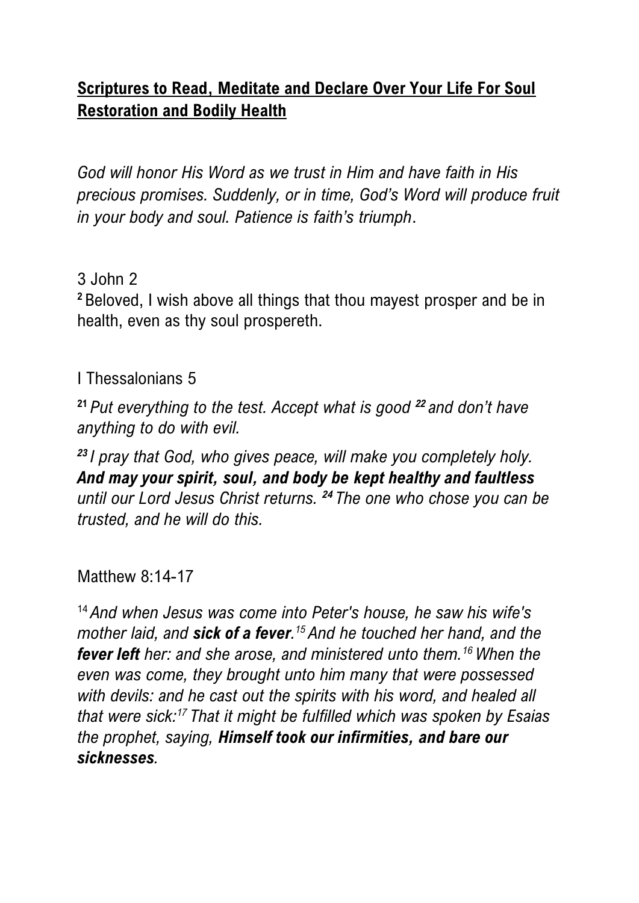## **Scriptures to Read, Meditate and Declare Over Your Life For Soul Restoration and Bodily Health**

*God will honor His Word as we trust in Him and have faith in His precious promises. Suddenly, or in time, God's Word will produce fruit in your body and soul. Patience is faith's triumph*.

3 John 2

**2** Beloved, I wish above all things that thou mayest prosper and be in health, even as thy soul prospereth.

I Thessalonians 5

**21** *Put everything to the test. Accept what is good* ***22*** *and don't have anything to do with evil.*

***23*** *I pray that God, who gives peace, will make you completely holy.* ***And may your spirit, soul, and body be kept healthy and faultless*** *until our Lord Jesus Christ returns.* ***24*** *The one who chose you can be trusted, and he will do this.*

Matthew 8:14-17

14 *And when Jesus was come into Peter's house, he saw his wife's mother laid, and* ***sick of a fever****.* 15 *And he touched her hand, and the* ***fever left*** *her: and she arose, and ministered unto them.* 16 *When the even was come, they brought unto him many that were possessed with devils: and he cast out the spirits with his word, and healed all that were sick:* 17 *That it might be fulfilled which was spoken by Esaias the prophet, saying,* ***Himself took our infirmities, and bare our sicknesses****.*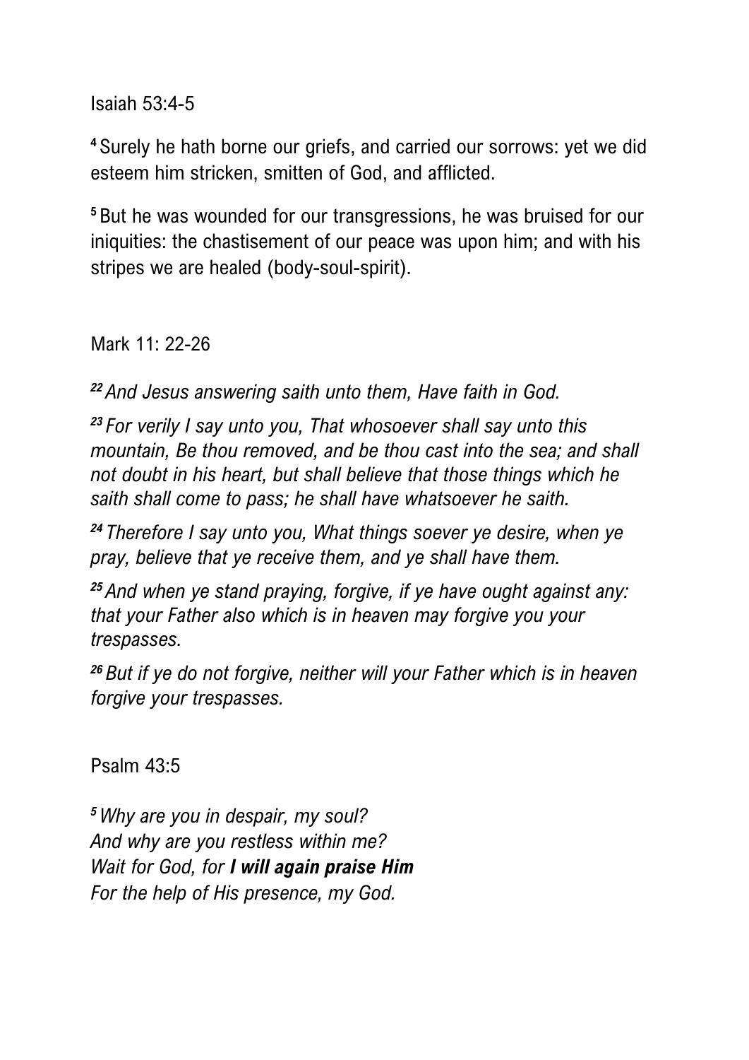Isaiah 53:4-5

[4] Surely he hath borne our griefs, and carried our sorrows: yet we did esteem him stricken, smitten of God, and afflicted.

[5] But he was wounded for our transgressions, he was bruised for our iniquities: the chastisement of our peace was upon him; and with his stripes we are healed (body-soul-spirit).

Mark 11: 22-26

*[22] And Jesus answering saith unto them, Have faith in God.*

*[23] For verily I say unto you, That whosoever shall say unto this mountain, Be thou removed, and be thou cast into the sea; and shall not doubt in his heart, but shall believe that those things which he saith shall come to pass; he shall have whatsoever he saith.*

*[24] Therefore I say unto you, What things soever ye desire, when ye pray, believe that ye receive them, and ye shall have them.*

*[25] And when ye stand praying, forgive, if ye have ought against any: that your Father also which is in heaven may forgive you your trespasses.*

*[26] But if ye do not forgive, neither will your Father which is in heaven forgive your trespasses.*

Psalm 43:5

*[5] Why are you in despair, my soul?*
*And why are you restless within me?*
*Wait for God, for* ***I will again praise Him***
*For the help of His presence, my God.*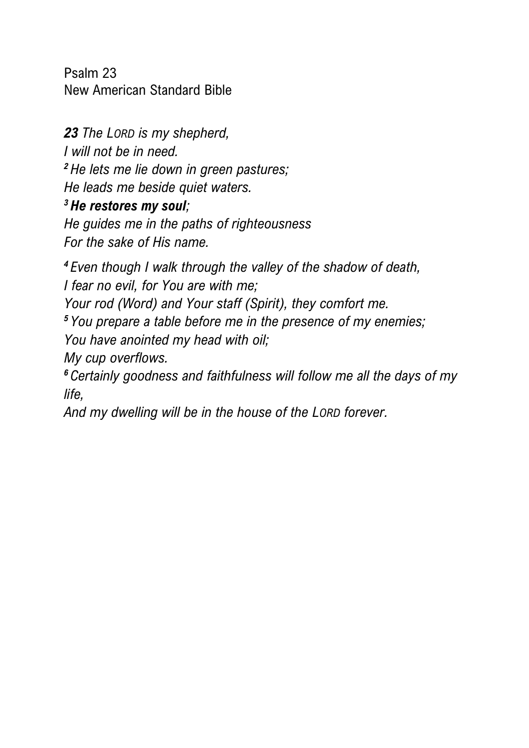Psalm 23
New American Standard Bible

***23*** *The LORD is my shepherd,*
*I will not be in need.*
*[2] He lets me lie down in green pastures;*
*He leads me beside quiet waters.*
*[3]* ***He restores my soul****;*
*He guides me in the paths of righteousness*
*For the sake of His name.*

*[4] Even though I walk through the valley of the shadow of death,*
*I fear no evil, for You are with me;*
*Your rod (Word) and Your staff (Spirit), they comfort me.*
*[5] You prepare a table before me in the presence of my enemies;*
*You have anointed my head with oil;*
*My cup overflows.*
*[6] Certainly goodness and faithfulness will follow me all the days of my life,*
*And my dwelling will be in the house of the LORD forever.*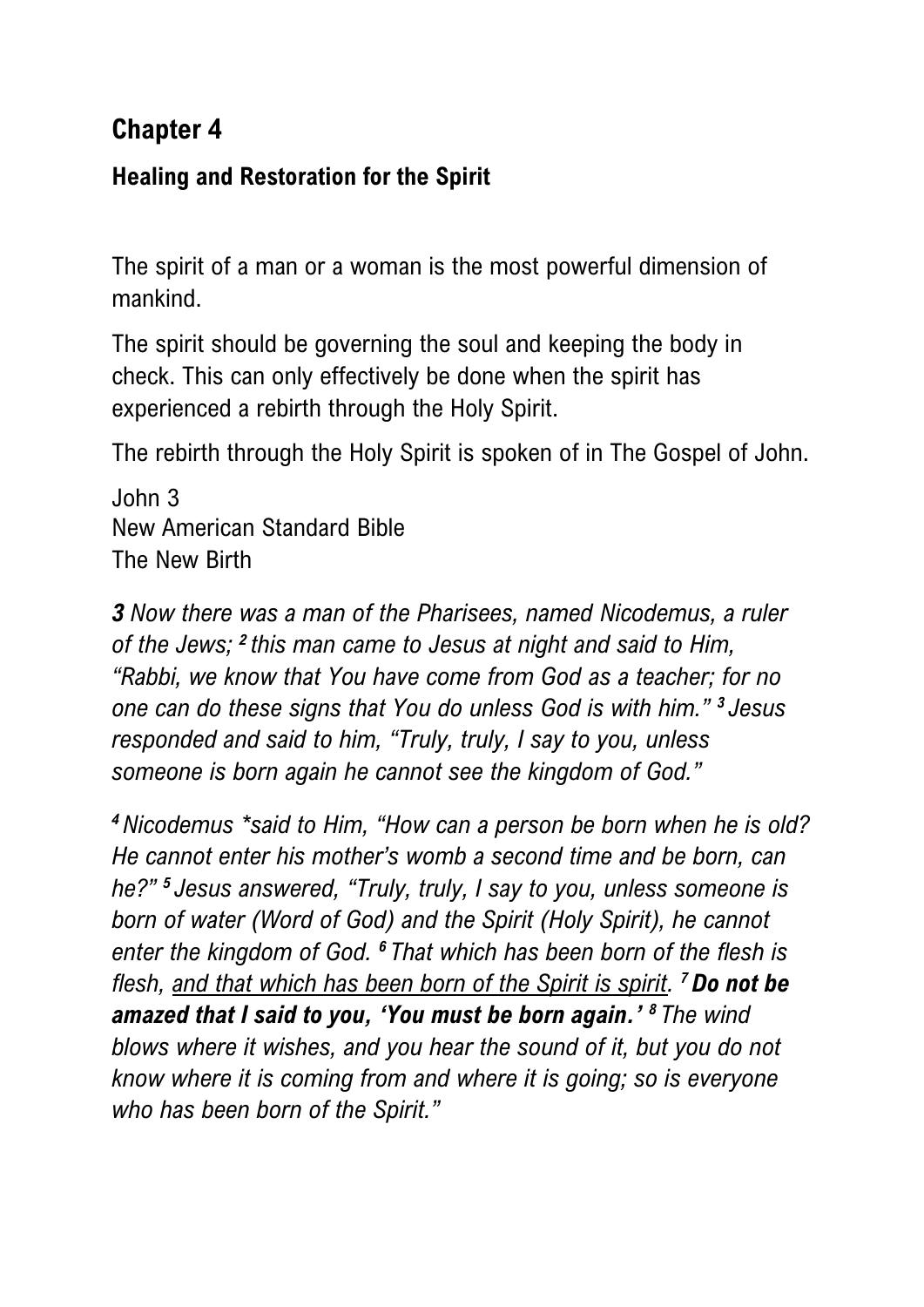## Chapter 4

### Healing and Restoration for the Spirit

The spirit of a man or a woman is the most powerful dimension of mankind.

The spirit should be governing the soul and keeping the body in check. This can only effectively be done when the spirit has experienced a rebirth through the Holy Spirit.

The rebirth through the Holy Spirit is spoken of in The Gospel of John.

John 3
New American Standard Bible
The New Birth

***3*** *Now there was a man of the Pharisees, named Nicodemus, a ruler of the Jews; [2] this man came to Jesus at night and said to Him, "Rabbi, we know that You have come from God as a teacher; for no one can do these signs that You do unless God is with him." [3] Jesus responded and said to him, "Truly, truly, I say to you, unless someone is born again he cannot see the kingdom of God."*

*[4] Nicodemus *said to Him, "How can a person be born when he is old? He cannot enter his mother's womb a second time and be born, can he?" [5] Jesus answered, "Truly, truly, I say to you, unless someone is born of water (Word of God) and the Spirit (Holy Spirit), he cannot enter the kingdom of God. [6] That which has been born of the flesh is flesh, <u>and that which has been born of the Spirit is spirit</u>. [7]* ***Do not be amazed that I said to you, 'You must be born again.'*** *[8] The wind blows where it wishes, and you hear the sound of it, but you do not know where it is coming from and where it is going; so is everyone who has been born of the Spirit."*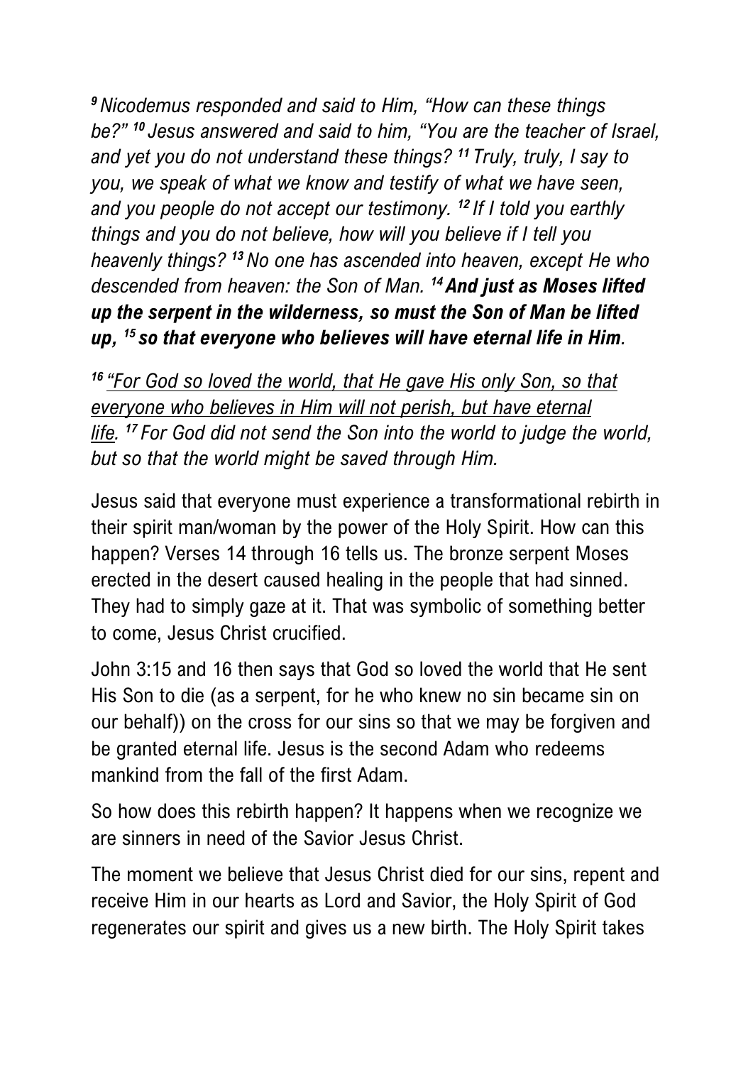*[9] Nicodemus responded and said to Him, "How can these things be?" [10] Jesus answered and said to him, "You are the teacher of Israel, and yet you do not understand these things? [11] Truly, truly, I say to you, we speak of what we know and testify of what we have seen, and you people do not accept our testimony. [12] If I told you earthly things and you do not believe, how will you believe if I tell you heavenly things? [13] No one has ascended into heaven, except He who descended from heaven: the Son of Man. [14]* ***And just as Moses lifted up the serpent in the wilderness, so must the Son of Man be lifted up, [15] so that everyone who believes will have eternal life in Him****.*

*[16] <u>"For God so loved the world, that He gave His only Son, so that everyone who believes in Him will not perish, but have eternal life</u>. [17] For God did not send the Son into the world to judge the world, but so that the world might be saved through Him.*

Jesus said that everyone must experience a transformational rebirth in their spirit man/woman by the power of the Holy Spirit. How can this happen? Verses 14 through 16 tells us. The bronze serpent Moses erected in the desert caused healing in the people that had sinned. They had to simply gaze at it. That was symbolic of something better to come, Jesus Christ crucified.

John 3:15 and 16 then says that God so loved the world that He sent His Son to die (as a serpent, for he who knew no sin became sin on our behalf)) on the cross for our sins so that we may be forgiven and be granted eternal life. Jesus is the second Adam who redeems mankind from the fall of the first Adam.

So how does this rebirth happen? It happens when we recognize we are sinners in need of the Savior Jesus Christ.

The moment we believe that Jesus Christ died for our sins, repent and receive Him in our hearts as Lord and Savior, the Holy Spirit of God regenerates our spirit and gives us a new birth. The Holy Spirit takes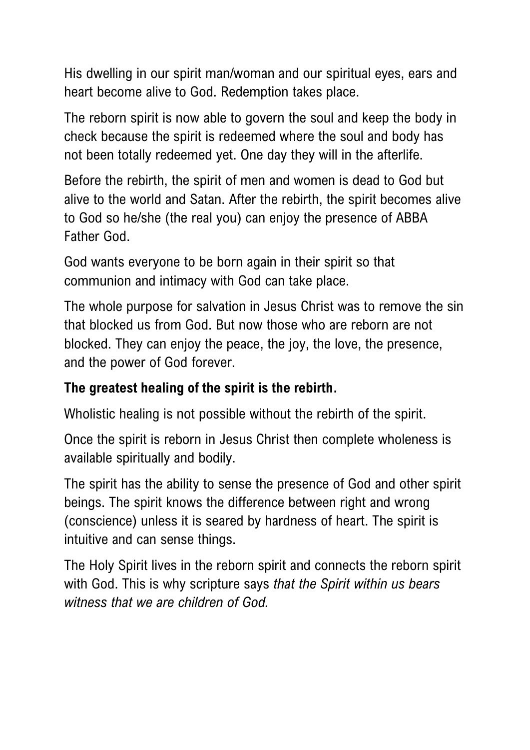His dwelling in our spirit man/woman and our spiritual eyes, ears and heart become alive to God. Redemption takes place.

The reborn spirit is now able to govern the soul and keep the body in check because the spirit is redeemed where the soul and body has not been totally redeemed yet. One day they will in the afterlife.

Before the rebirth, the spirit of men and women is dead to God but alive to the world and Satan. After the rebirth, the spirit becomes alive to God so he/she (the real you) can enjoy the presence of ABBA Father God.

God wants everyone to be born again in their spirit so that communion and intimacy with God can take place.

The whole purpose for salvation in Jesus Christ was to remove the sin that blocked us from God. But now those who are reborn are not blocked. They can enjoy the peace, the joy, the love, the presence, and the power of God forever.

**The greatest healing of the spirit is the rebirth.**

Wholistic healing is not possible without the rebirth of the spirit.

Once the spirit is reborn in Jesus Christ then complete wholeness is available spiritually and bodily.

The spirit has the ability to sense the presence of God and other spirit beings. The spirit knows the difference between right and wrong (conscience) unless it is seared by hardness of heart. The spirit is intuitive and can sense things.

The Holy Spirit lives in the reborn spirit and connects the reborn spirit with God. This is why scripture says *that the Spirit within us bears witness that we are children of God.*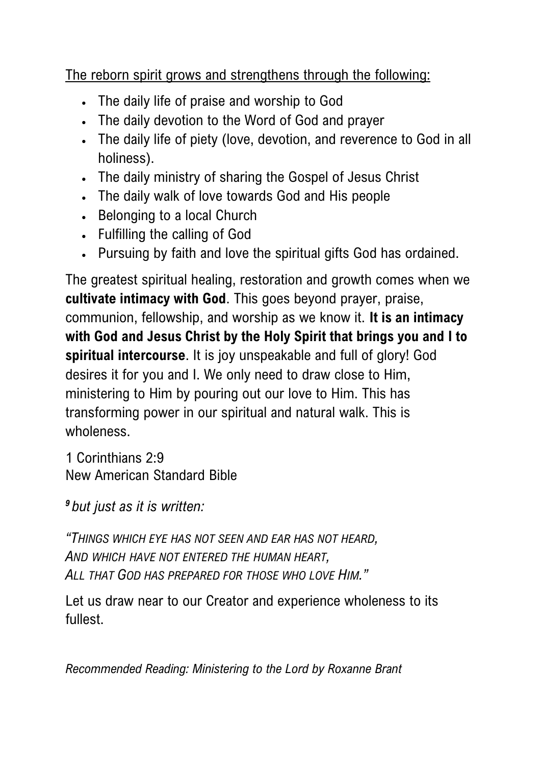<u>The reborn spirit grows and strengthens through the following:</u>

- The daily life of praise and worship to God
- The daily devotion to the Word of God and prayer
- The daily life of piety (love, devotion, and reverence to God in all holiness).
- The daily ministry of sharing the Gospel of Jesus Christ
- The daily walk of love towards God and His people
- Belonging to a local Church
- Fulfilling the calling of God
- Pursuing by faith and love the spiritual gifts God has ordained.

The greatest spiritual healing, restoration and growth comes when we **cultivate intimacy with God**. This goes beyond prayer, praise, communion, fellowship, and worship as we know it. **It is an intimacy with God and Jesus Christ by the Holy Spirit that brings you and I to spiritual intercourse**. It is joy unspeakable and full of glory! God desires it for you and I. We only need to draw close to Him, ministering to Him by pouring out our love to Him. This has transforming power in our spiritual and natural walk. This is wholeness.

1 Corinthians 2:9
New American Standard Bible

***9*** *but just as it is written:*

*"THINGS WHICH EYE HAS NOT SEEN AND EAR HAS NOT HEARD,*
*AND WHICH HAVE NOT ENTERED THE HUMAN HEART,*
*ALL THAT GOD HAS PREPARED FOR THOSE WHO LOVE HIM."*

Let us draw near to our Creator and experience wholeness to its fullest.

*Recommended Reading: Ministering to the Lord by Roxanne Brant*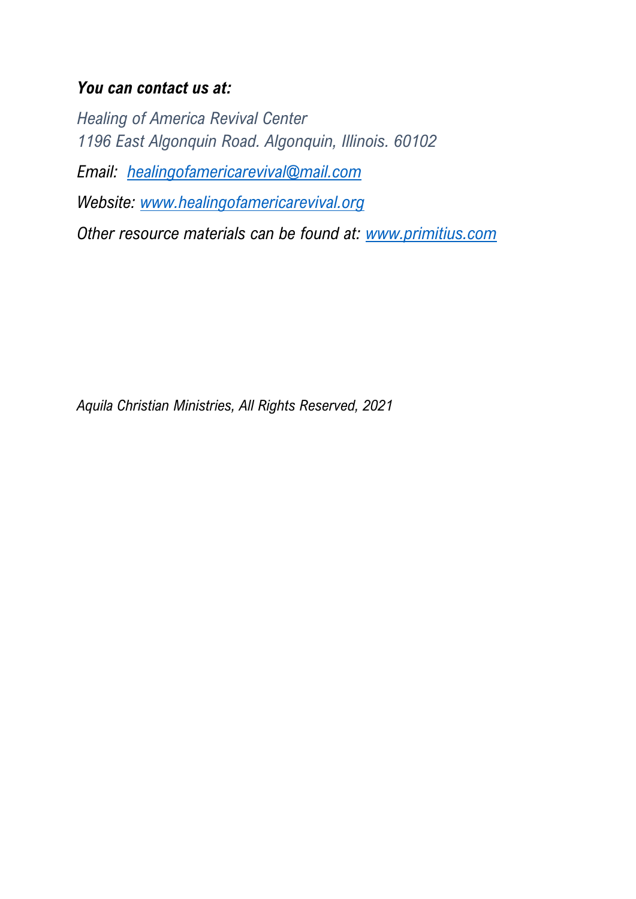***You can contact us at:***

*Healing of America Revival Center*
*1196 East Algonquin Road. Algonquin, Illinois. 60102*

*Email: [healingofamericarevival@mail.com](mailto:healingofamericarevival@mail.com)*

*Website: [www.healingofamericarevival.org](http://www.healingofamericarevival.org)*

*Other resource materials can be found at: [www.primitius.com](http://www.primitius.com)*

*Aquila Christian Ministries, All Rights Reserved, 2021*